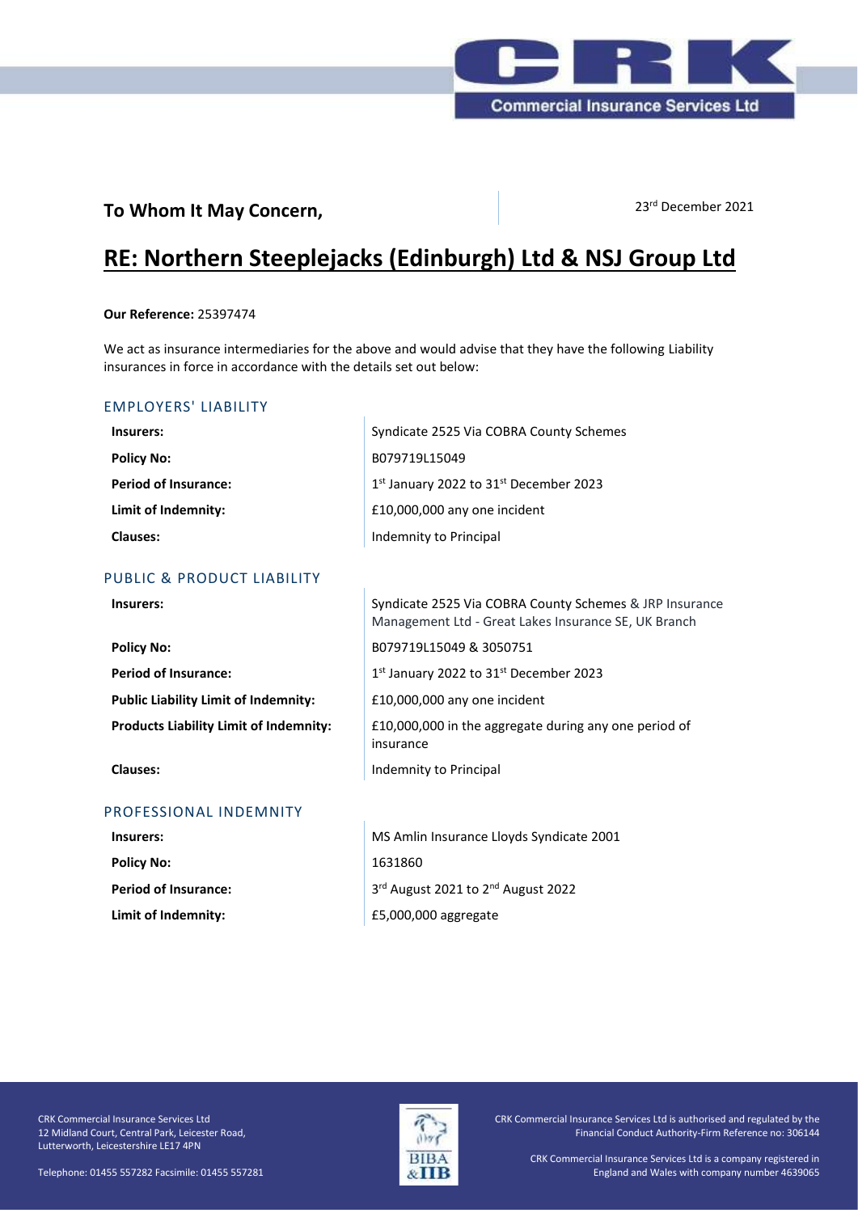**To Whom It May Concern,**

23rd December 2021

# RE: Northern Steeplejacks (Edinburgh) Ltd & NSJ Group Ltd

**Our Reference:** 25397474

We act as insurance intermediaries for the above and would advise that they have the following Liability insurances in force in accordance with the details set out below:

## EMPLOYERS' LIABILITY

| | |
|---|---|
| **Insurers:** | Syndicate 2525 Via COBRA County Schemes |
| **Policy No:** | B079719L15049 |
| **Period of Insurance:** | 1st January 2022 to 31st December 2023 |
| **Limit of Indemnity:** | £10,000,000 any one incident |
| **Clauses:** | Indemnity to Principal |

## PUBLIC & PRODUCT LIABILITY

| | |
|---|---|
| **Insurers:** | Syndicate 2525 Via COBRA County Schemes & JRP Insurance Management Ltd - Great Lakes Insurance SE, UK Branch |
| **Policy No:** | B079719L15049 & 3050751 |
| **Period of Insurance:** | 1st January 2022 to 31st December 2023 |
| **Public Liability Limit of Indemnity:** | £10,000,000 any one incident |
| **Products Liability Limit of Indemnity:** | £10,000,000 in the aggregate during any one period of insurance |
| **Clauses:** | Indemnity to Principal |

## PROFESSIONAL INDEMNITY

| | |
|---|---|
| **Insurers:** | MS Amlin Insurance Lloyds Syndicate 2001 |
| **Policy No:** | 1631860 |
| **Period of Insurance:** | 3rd August 2021 to 2nd August 2022 |
| **Limit of Indemnity:** | £5,000,000 aggregate |

CRK Commercial Insurance Services Ltd
12 Midland Court, Central Park, Leicester Road,
Lutterworth, Leicestershire LE17 4PN

Telephone: 01455 557282 Facsimile: 01455 557281

CRK Commercial Insurance Services Ltd is authorised and regulated by the Financial Conduct Authority-Firm Reference no: 306144

CRK Commercial Insurance Services Ltd is a company registered in England and Wales with company number 4639065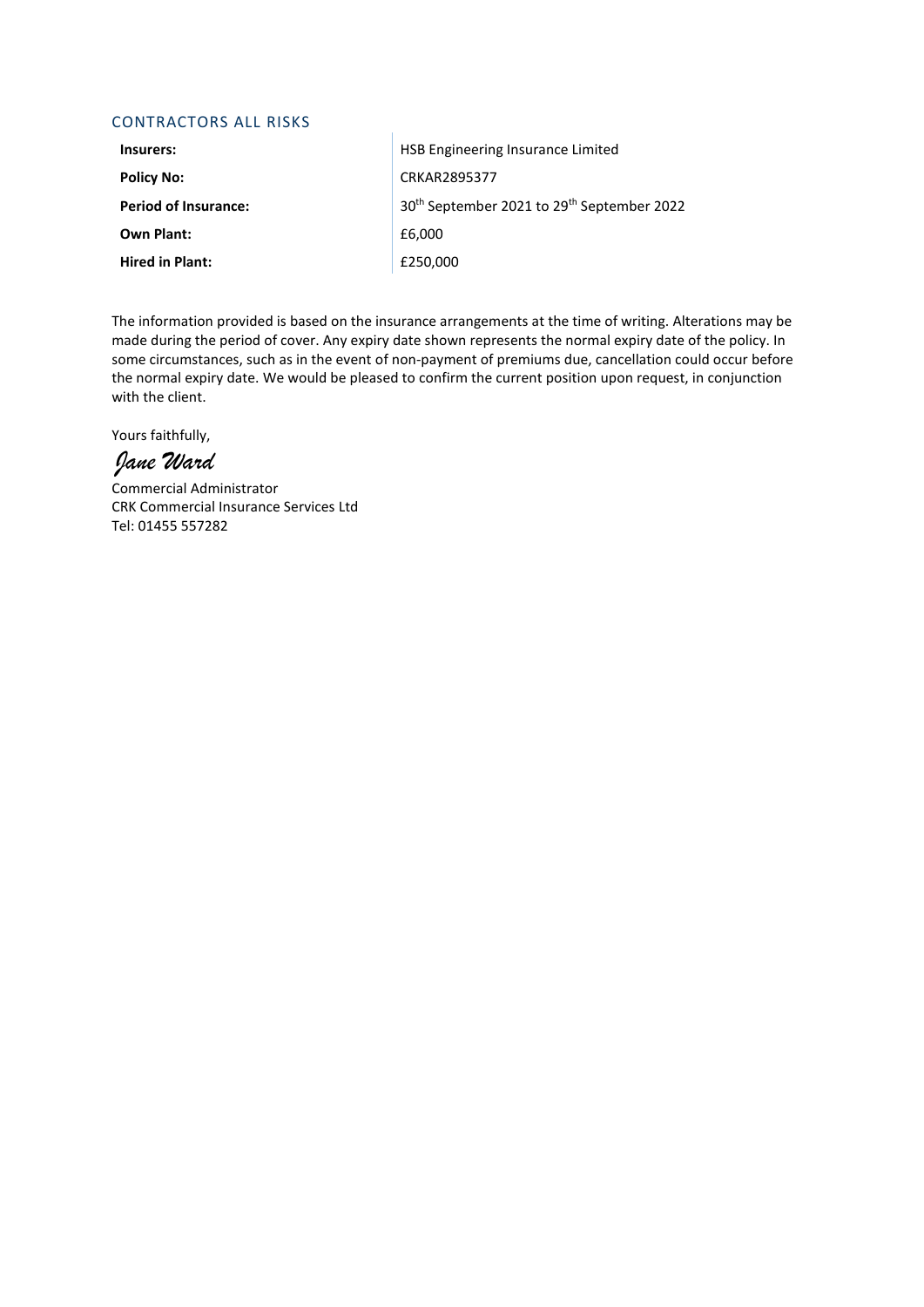## CONTRACTORS ALL RISKS

| | |
|---|---|
| **Insurers:** | HSB Engineering Insurance Limited |
| **Policy No:** | CRKAR2895377 |
| **Period of Insurance:** | 30th September 2021 to 29th September 2022 |
| **Own Plant:** | £6,000 |
| **Hired in Plant:** | £250,000 |

The information provided is based on the insurance arrangements at the time of writing. Alterations may be made during the period of cover. Any expiry date shown represents the normal expiry date of the policy. In some circumstances, such as in the event of non-payment of premiums due, cancellation could occur before the normal expiry date. We would be pleased to confirm the current position upon request, in conjunction with the client.

Yours faithfully,

*Jane Ward*

Commercial Administrator
CRK Commercial Insurance Services Ltd
Tel: 01455 557282